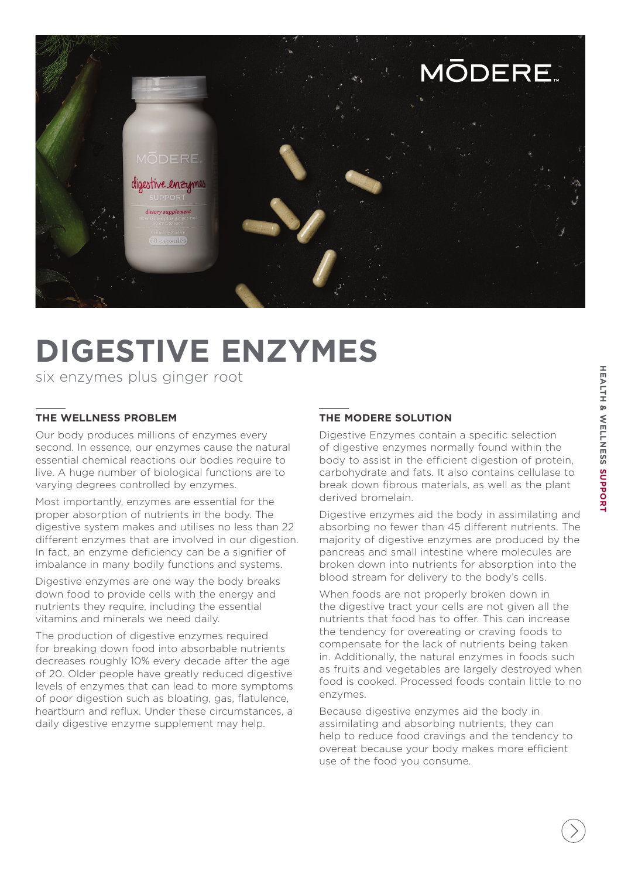# DIGESTIVE ENZYMES

six enzymes plus ginger root

## THE WELLNESS PROBLEM

Our body produces millions of enzymes every second. In essence, our enzymes cause the natural essential chemical reactions our bodies require to live. A huge number of biological functions are to varying degrees controlled by enzymes.

Most importantly, enzymes are essential for the proper absorption of nutrients in the body. The digestive system makes and utilises no less than 22 different enzymes that are involved in our digestion. In fact, an enzyme deficiency can be a signifier of imbalance in many bodily functions and systems.

Digestive enzymes are one way the body breaks down food to provide cells with the energy and nutrients they require, including the essential vitamins and minerals we need daily.

The production of digestive enzymes required for breaking down food into absorbable nutrients decreases roughly 10% every decade after the age of 20. Older people have greatly reduced digestive levels of enzymes that can lead to more symptoms of poor digestion such as bloating, gas, flatulence, heartburn and reflux. Under these circumstances, a daily digestive enzyme supplement may help.

## THE MODERE SOLUTION

Digestive Enzymes contain a specific selection of digestive enzymes normally found within the body to assist in the efficient digestion of protein, carbohydrate and fats. It also contains cellulase to break down fibrous materials, as well as the plant derived bromelain.

Digestive enzymes aid the body in assimilating and absorbing no fewer than 45 different nutrients. The majority of digestive enzymes are produced by the pancreas and small intestine where molecules are broken down into nutrients for absorption into the blood stream for delivery to the body's cells.

When foods are not properly broken down in the digestive tract your cells are not given all the nutrients that food has to offer. This can increase the tendency for overeating or craving foods to compensate for the lack of nutrients being taken in. Additionally, the natural enzymes in foods such as fruits and vegetables are largely destroyed when food is cooked. Processed foods contain little to no enzymes.

Because digestive enzymes aid the body in assimilating and absorbing nutrients, they can help to reduce food cravings and the tendency to overeat because your body makes more efficient use of the food you consume.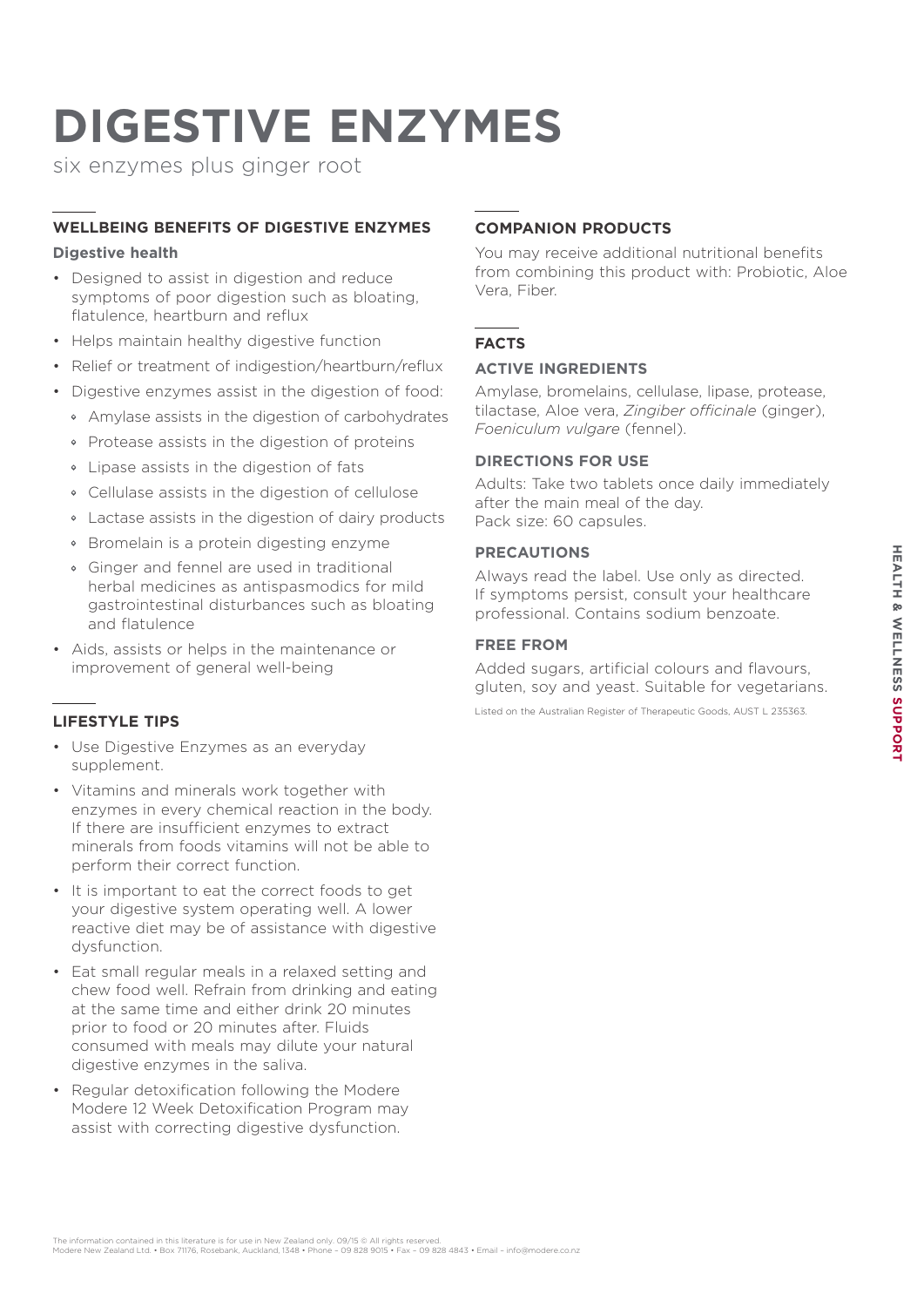# DIGESTIVE ENZYMES

six enzymes plus ginger root

## WELLBEING BENEFITS OF DIGESTIVE ENZYMES

### Digestive health

- Designed to assist in digestion and reduce symptoms of poor digestion such as bloating, flatulence, heartburn and reflux
- Helps maintain healthy digestive function
- Relief or treatment of indigestion/heartburn/reflux
- Digestive enzymes assist in the digestion of food:
  - Amylase assists in the digestion of carbohydrates
  - Protease assists in the digestion of proteins
  - Lipase assists in the digestion of fats
  - Cellulase assists in the digestion of cellulose
  - Lactase assists in the digestion of dairy products
  - Bromelain is a protein digesting enzyme
  - Ginger and fennel are used in traditional herbal medicines as antispasmodics for mild gastrointestinal disturbances such as bloating and flatulence
- Aids, assists or helps in the maintenance or improvement of general well-being

## LIFESTYLE TIPS

- Use Digestive Enzymes as an everyday supplement.
- Vitamins and minerals work together with enzymes in every chemical reaction in the body. If there are insufficient enzymes to extract minerals from foods vitamins will not be able to perform their correct function.
- It is important to eat the correct foods to get your digestive system operating well. A lower reactive diet may be of assistance with digestive dysfunction.
- Eat small regular meals in a relaxed setting and chew food well. Refrain from drinking and eating at the same time and either drink 20 minutes prior to food or 20 minutes after. Fluids consumed with meals may dilute your natural digestive enzymes in the saliva.
- Regular detoxification following the Modere Modere 12 Week Detoxification Program may assist with correcting digestive dysfunction.

## COMPANION PRODUCTS

You may receive additional nutritional benefits from combining this product with: Probiotic, Aloe Vera, Fiber.

## FACTS

### ACTIVE INGREDIENTS

Amylase, bromelains, cellulase, lipase, protease, tilactase, Aloe vera, *Zingiber officinale* (ginger), *Foeniculum vulgare* (fennel).

### DIRECTIONS FOR USE

Adults: Take two tablets once daily immediately after the main meal of the day.
Pack size: 60 capsules.

### PRECAUTIONS

Always read the label. Use only as directed. If symptoms persist, consult your healthcare professional. Contains sodium benzoate.

### FREE FROM

Added sugars, artificial colours and flavours, gluten, soy and yeast. Suitable for vegetarians.

Listed on the Australian Register of Therapeutic Goods, AUST L 235363.

The information contained in this literature is for use in New Zealand only. 09/15 © All rights reserved.
Modere New Zealand Ltd. • Box 71176, Rosebank, Auckland, 1348 • Phone – 09 828 9015 • Fax – 09 828 4843 • Email – info@modere.co.nz